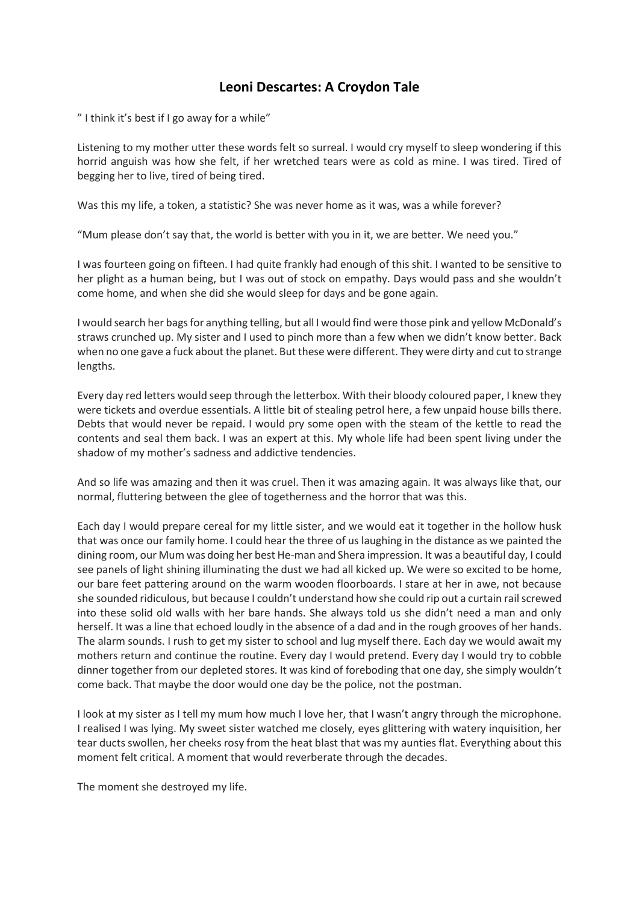# Leoni Descartes: A Croydon Tale

" I think it's best if I go away for a while"

Listening to my mother utter these words felt so surreal. I would cry myself to sleep wondering if this horrid anguish was how she felt, if her wretched tears were as cold as mine. I was tired. Tired of begging her to live, tired of being tired.

Was this my life, a token, a statistic? She was never home as it was, was a while forever?

"Mum please don't say that, the world is better with you in it, we are better. We need you."

I was fourteen going on fifteen. I had quite frankly had enough of this shit. I wanted to be sensitive to her plight as a human being, but I was out of stock on empathy. Days would pass and she wouldn't come home, and when she did she would sleep for days and be gone again.

I would search her bags for anything telling, but all I would find were those pink and yellow McDonald's straws crunched up. My sister and I used to pinch more than a few when we didn't know better. Back when no one gave a fuck about the planet. But these were different. They were dirty and cut to strange lengths.

Every day red letters would seep through the letterbox. With their bloody coloured paper, I knew they were tickets and overdue essentials. A little bit of stealing petrol here, a few unpaid house bills there. Debts that would never be repaid. I would pry some open with the steam of the kettle to read the contents and seal them back. I was an expert at this. My whole life had been spent living under the shadow of my mother's sadness and addictive tendencies.

And so life was amazing and then it was cruel. Then it was amazing again. It was always like that, our normal, fluttering between the glee of togetherness and the horror that was this.

Each day I would prepare cereal for my little sister, and we would eat it together in the hollow husk that was once our family home. I could hear the three of us laughing in the distance as we painted the dining room, our Mum was doing her best He-man and Shera impression. It was a beautiful day, I could see panels of light shining illuminating the dust we had all kicked up. We were so excited to be home, our bare feet pattering around on the warm wooden floorboards. I stare at her in awe, not because she sounded ridiculous, but because I couldn't understand how she could rip out a curtain rail screwed into these solid old walls with her bare hands. She always told us she didn't need a man and only herself. It was a line that echoed loudly in the absence of a dad and in the rough grooves of her hands. The alarm sounds. I rush to get my sister to school and lug myself there. Each day we would await my mothers return and continue the routine. Every day I would pretend. Every day I would try to cobble dinner together from our depleted stores. It was kind of foreboding that one day, she simply wouldn't come back. That maybe the door would one day be the police, not the postman.

I look at my sister as I tell my mum how much I love her, that I wasn't angry through the microphone. I realised I was lying. My sweet sister watched me closely, eyes glittering with watery inquisition, her tear ducts swollen, her cheeks rosy from the heat blast that was my aunties flat. Everything about this moment felt critical. A moment that would reverberate through the decades.

The moment she destroyed my life.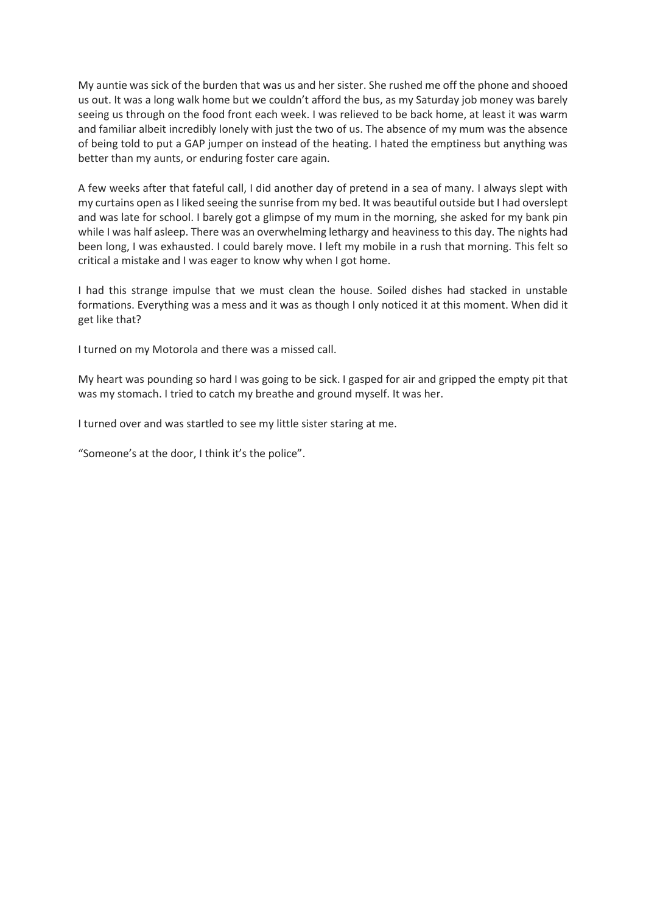My auntie was sick of the burden that was us and her sister. She rushed me off the phone and shooed us out. It was a long walk home but we couldn't afford the bus, as my Saturday job money was barely seeing us through on the food front each week. I was relieved to be back home, at least it was warm and familiar albeit incredibly lonely with just the two of us. The absence of my mum was the absence of being told to put a GAP jumper on instead of the heating. I hated the emptiness but anything was better than my aunts, or enduring foster care again.

A few weeks after that fateful call, I did another day of pretend in a sea of many. I always slept with my curtains open as I liked seeing the sunrise from my bed. It was beautiful outside but I had overslept and was late for school. I barely got a glimpse of my mum in the morning, she asked for my bank pin while I was half asleep. There was an overwhelming lethargy and heaviness to this day. The nights had been long, I was exhausted. I could barely move. I left my mobile in a rush that morning. This felt so critical a mistake and I was eager to know why when I got home.

I had this strange impulse that we must clean the house. Soiled dishes had stacked in unstable formations. Everything was a mess and it was as though I only noticed it at this moment. When did it get like that?

I turned on my Motorola and there was a missed call.

My heart was pounding so hard I was going to be sick. I gasped for air and gripped the empty pit that was my stomach. I tried to catch my breathe and ground myself. It was her.

I turned over and was startled to see my little sister staring at me.

"Someone's at the door, I think it's the police".